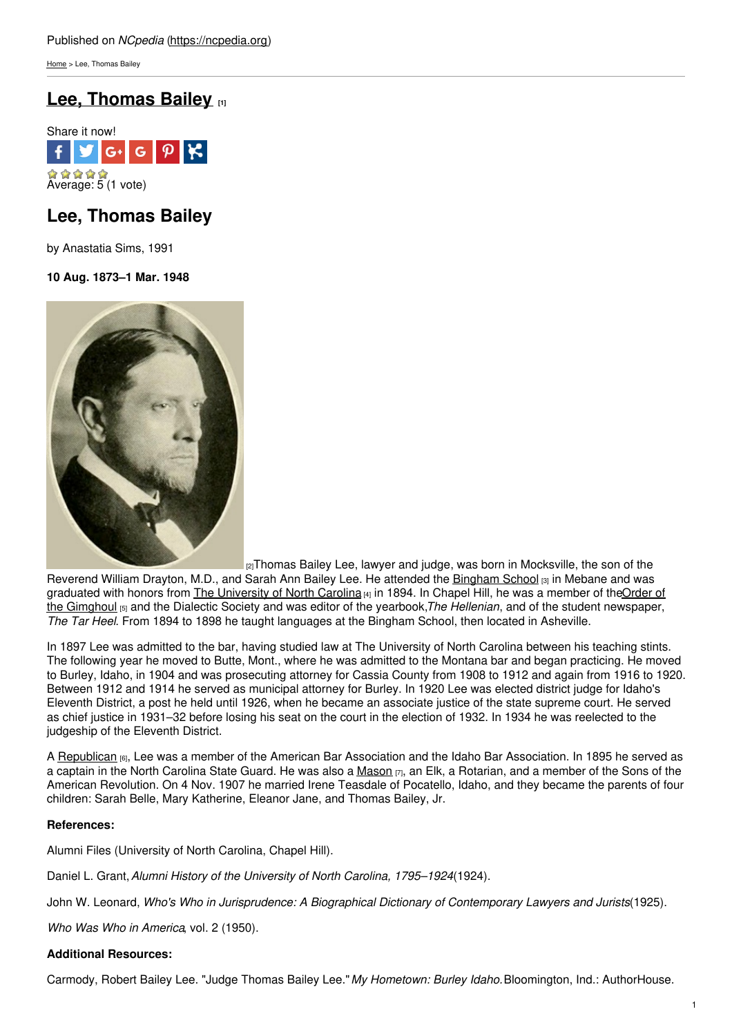Published on *NCpedia* (https://ncpedia.org)

Home > Lee, Thomas Bailey

# Lee, Thomas Bailey [1]

Share it now!

Average: 5 (1 vote)

## Lee, Thomas Bailey

by Anastatia Sims, 1991

**10 Aug. 1873–1 Mar. 1948**

[2]Thomas Bailey Lee, lawyer and judge, was born in Mocksville, the son of the Reverend William Drayton, M.D., and Sarah Ann Bailey Lee. He attended the Bingham School [3] in Mebane and was graduated with honors from The University of North Carolina [4] in 1894. In Chapel Hill, he was a member of the Order of the Gimghoul [5] and the Dialectic Society and was editor of the yearbook, *The Hellenian*, and of the student newspaper, *The Tar Heel*. From 1894 to 1898 he taught languages at the Bingham School, then located in Asheville.

In 1897 Lee was admitted to the bar, having studied law at The University of North Carolina between his teaching stints. The following year he moved to Butte, Mont., where he was admitted to the Montana bar and began practicing. He moved to Burley, Idaho, in 1904 and was prosecuting attorney for Cassia County from 1908 to 1912 and again from 1916 to 1920. Between 1912 and 1914 he served as municipal attorney for Burley. In 1920 Lee was elected district judge for Idaho's Eleventh District, a post he held until 1926, when he became an associate justice of the state supreme court. He served as chief justice in 1931–32 before losing his seat on the court in the election of 1932. In 1934 he was reelected to the judgeship of the Eleventh District.

A Republican [6], Lee was a member of the American Bar Association and the Idaho Bar Association. In 1895 he served as a captain in the North Carolina State Guard. He was also a Mason [7], an Elk, a Rotarian, and a member of the Sons of the American Revolution. On 4 Nov. 1907 he married Irene Teasdale of Pocatello, Idaho, and they became the parents of four children: Sarah Belle, Mary Katherine, Eleanor Jane, and Thomas Bailey, Jr.

**References:**

Alumni Files (University of North Carolina, Chapel Hill).

Daniel L. Grant, *Alumni History of the University of North Carolina, 1795–1924* (1924).

John W. Leonard, *Who's Who in Jurisprudence: A Biographical Dictionary of Contemporary Lawyers and Jurists* (1925).

*Who Was Who in America*, vol. 2 (1950).

**Additional Resources:**

Carmody, Robert Bailey Lee. "Judge Thomas Bailey Lee." *My Hometown: Burley Idaho.* Bloomington, Ind.: AuthorHouse.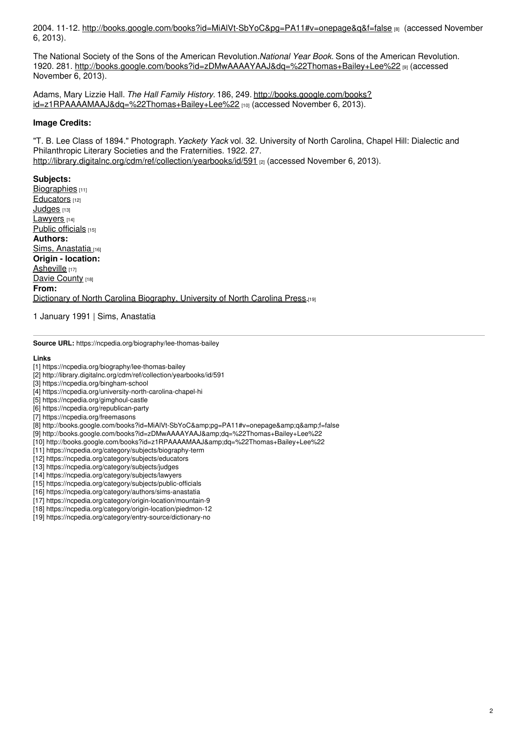2004. 11-12. http://books.google.com/books?id=MiAlVt-SbYoC&pg=PA11#v=onepage&q&f=false [8] (accessed November 6, 2013).

The National Society of the Sons of the American Revolution. *National Year Book.* Sons of the American Revolution. 1920. 281. http://books.google.com/books?id=zDMwAAAAYAAJ&dq=%22Thomas+Bailey+Lee%22 [9] (accessed November 6, 2013).

Adams, Mary Lizzie Hall. *The Hall Family History*. 186, 249. http://books.google.com/books?id=z1RPAAAAMAAJ&dq=%22Thomas+Bailey+Lee%22 [10] (accessed November 6, 2013).

**Image Credits:**

"T. B. Lee Class of 1894." Photograph. *Yackety Yack* vol. 32. University of North Carolina, Chapel Hill: Dialectic and Philanthropic Literary Societies and the Fraternities. 1922. 27. http://library.digitalnc.org/cdm/ref/collection/yearbooks/id/591 [2] (accessed November 6, 2013).

**Subjects:**
Biographies [11]
Educators [12]
Judges [13]
Lawyers [14]
Public officials [15]
**Authors:**
Sims, Anastatia [16]
**Origin - location:**
Asheville [17]
Davie County [18]
**From:**
Dictionary of North Carolina Biography, University of North Carolina Press.[19]

1 January 1991 | Sims, Anastatia

**Source URL:** https://ncpedia.org/biography/lee-thomas-bailey

**Links**

[1] https://ncpedia.org/biography/lee-thomas-bailey
[2] http://library.digitalnc.org/cdm/ref/collection/yearbooks/id/591
[3] https://ncpedia.org/bingham-school
[4] https://ncpedia.org/university-north-carolina-chapel-hi
[5] https://ncpedia.org/gimghoul-castle
[6] https://ncpedia.org/republican-party
[7] https://ncpedia.org/freemasons
[8] http://books.google.com/books?id=MiAlVt-SbYoC&amp;pg=PA11#v=onepage&amp;q&amp;f=false
[9] http://books.google.com/books?id=zDMwAAAAYAAJ&amp;dq=%22Thomas+Bailey+Lee%22
[10] http://books.google.com/books?id=z1RPAAAAMAAJ&amp;dq=%22Thomas+Bailey+Lee%22
[11] https://ncpedia.org/category/subjects/biography-term
[12] https://ncpedia.org/category/subjects/educators
[13] https://ncpedia.org/category/subjects/judges
[14] https://ncpedia.org/category/subjects/lawyers
[15] https://ncpedia.org/category/subjects/public-officials
[16] https://ncpedia.org/category/authors/sims-anastatia
[17] https://ncpedia.org/category/origin-location/mountain-9
[18] https://ncpedia.org/category/origin-location/piedmon-12
[19] https://ncpedia.org/category/entry-source/dictionary-no